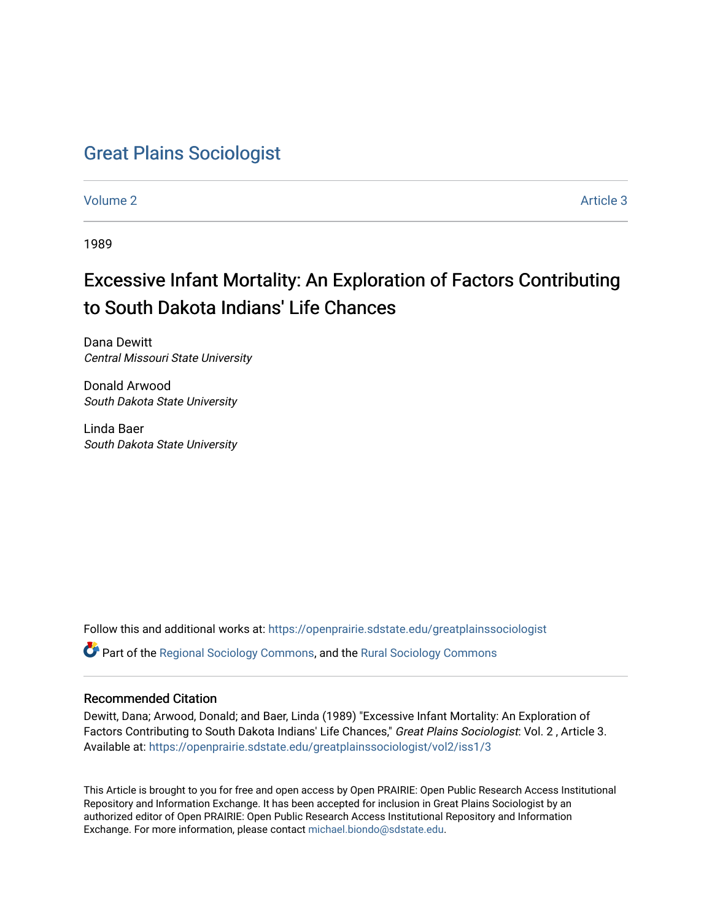# Great Plains Sociologist

Volume 2 Article 3

1989

## Excessive Infant Mortality: An Exploration of Factors Contributing to South Dakota Indians' Life Chances

Dana Dewitt
*Central Missouri State University*

Donald Arwood
*South Dakota State University*

Linda Baer
*South Dakota State University*

Follow this and additional works at: https://openprairie.sdstate.edu/greatplainssociologist

Part of the Regional Sociology Commons, and the Rural Sociology Commons

### Recommended Citation

Dewitt, Dana; Arwood, Donald; and Baer, Linda (1989) "Excessive Infant Mortality: An Exploration of Factors Contributing to South Dakota Indians' Life Chances," *Great Plains Sociologist*: Vol. 2 , Article 3. Available at: https://openprairie.sdstate.edu/greatplainssociologist/vol2/iss1/3

This Article is brought to you for free and open access by Open PRAIRIE: Open Public Research Access Institutional Repository and Information Exchange. It has been accepted for inclusion in Great Plains Sociologist by an authorized editor of Open PRAIRIE: Open Public Research Access Institutional Repository and Information Exchange. For more information, please contact michael.biondo@sdstate.edu.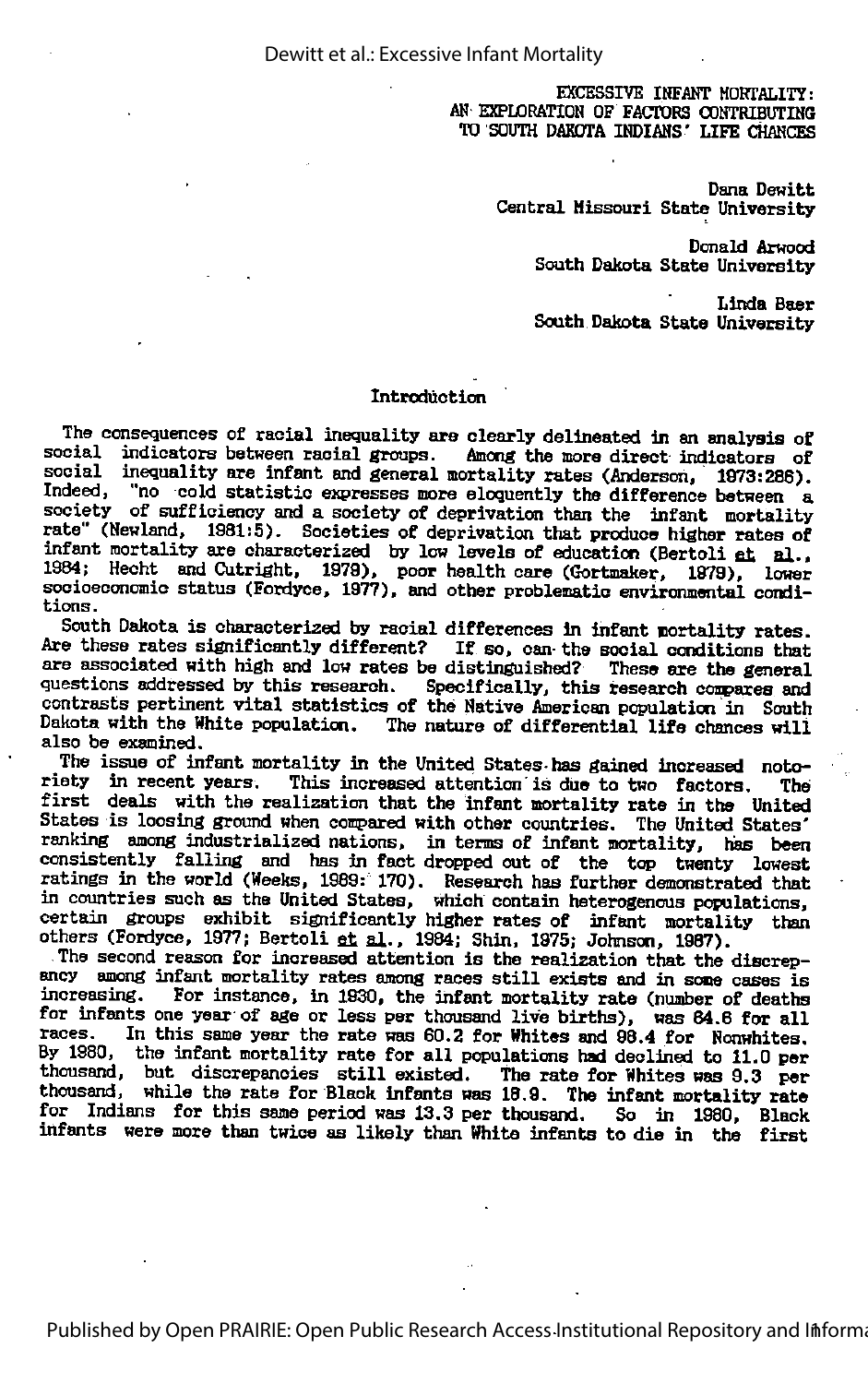# EXCESSIVE INFANT MORTALITY: AN EXPLORATION OF FACTORS CONTRIBUTING TO SOUTH DAKOTA INDIANS' LIFE CHANCES

Dana Dewitt
Central Missouri State University

Donald Arwood
South Dakota State University

Linda Baer
South Dakota State University

## Introduction

The consequences of racial inequality are clearly delineated in an analysis of social indicators between racial groups. Among the more direct indicators of social inequality are infant and general mortality rates (Anderson, 1973:286). Indeed, "no cold statistic expresses more eloquently the difference between a society of sufficiency and a society of deprivation than the infant mortality rate" (Newland, 1981:5). Societies of deprivation that produce higher rates of infant mortality are characterized by low levels of education (Bertoli et al., 1984; Hecht and Cutright, 1979), poor health care (Gortmaker, 1979), lower socioeconomic status (Fordyce, 1977), and other problematic environmental conditions.

South Dakota is characterized by racial differences in infant mortality rates. Are these rates significantly different? If so, can the social conditions that are associated with high and low rates be distinguished? These are the general questions addressed by this research. Specifically, this research compares and contrasts pertinent vital statistics of the Native American population in South Dakota with the White population. The nature of differential life chances will also be examined.

The issue of infant mortality in the United States has gained increased notoriety in recent years. This increased attention is due to two factors. The first deals with the realization that the infant mortality rate in the United States is loosing ground when compared with other countries. The United States' ranking among industrialized nations, in terms of infant mortality, has been consistently falling and has in fact dropped out of the top twenty lowest ratings in the world (Weeks, 1989: 170). Research has further demonstrated that in countries such as the United States, which contain heterogenous populations, certain groups exhibit significantly higher rates of infant mortality than others (Fordyce, 1977; Bertoli et al., 1984; Shin, 1975; Johnson, 1987).

The second reason for increased attention is the realization that the discrepancy among infant mortality rates among races still exists and in some cases is increasing. For instance, in 1930, the infant mortality rate (number of deaths for infants one year of age or less per thousand live births), was 64.6 for all races. In this same year the rate was 60.2 for Whites and 98.4 for Nonwhites. By 1980, the infant mortality rate for all populations had declined to 11.0 per thousand, but discrepancies still existed. The rate for Whites was 9.3 per thousand, while the rate for Black infants was 18.9. The infant mortality rate for Indians for this same period was 13.3 per thousand. So in 1980, Black infants were more than twice as likely than White infants to die in the first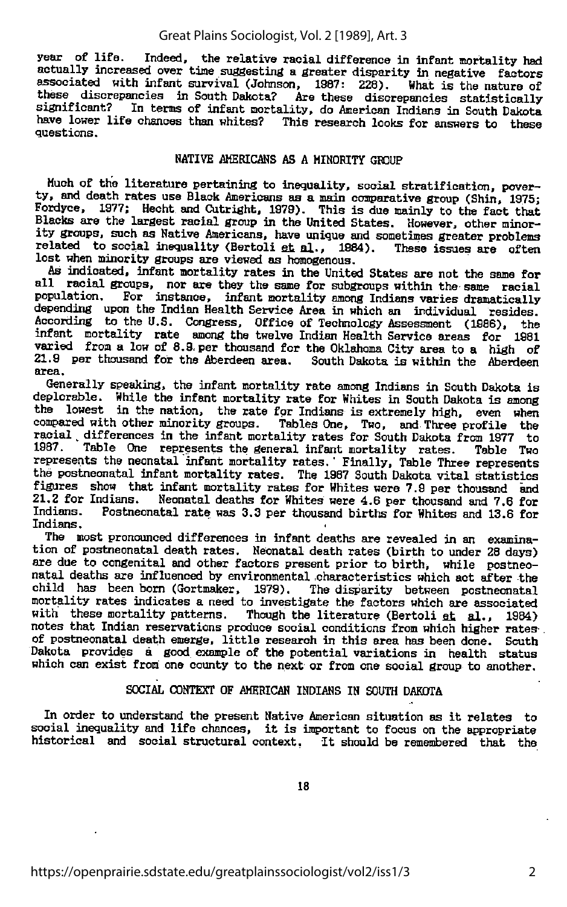year of life. Indeed, the relative racial difference in infant mortality had actually increased over time suggesting a greater disparity in negative factors associated with infant survival (Johnson, 1987: 228). What is the nature of these discrepancies in South Dakota? Are these discrepancies statistically significant? In terms of infant mortality, do American Indians in South Dakota have lower life chances than whites? This research looks for answers to these questions.

## NATIVE AMERICANS AS A MINORITY GROUP

Much of the literature pertaining to inequality, social stratification, poverty, and death rates use Black Americans as a main comparative group (Shin, 1975; Fordyce, 1977; Hecht and Cutright, 1979). This is due mainly to the fact that Blacks are the largest racial group in the United States. However, other minority groups, such as Native Americans, have unique and sometimes greater problems related to social inequality (Bertoli et al., 1984). These issues are often lost when minority groups are viewed as homogenous.

As indicated, infant mortality rates in the United States are not the same for all racial groups, nor are they the same for subgroups within the same racial population. For instance, infant mortality among Indians varies dramatically depending upon the Indian Health Service Area in which an individual resides. According to the U.S. Congress, Office of Technology Assessment (1986), the infant mortality rate among the twelve Indian Health Service areas for 1981 varied from a low of 8.8 per thousand for the Oklahoma City area to a high of 21.9 per thousand for the Aberdeen area. South Dakota is within the Aberdeen area.

Generally speaking, the infant mortality rate among Indians in South Dakota is deplorable. While the infant mortality rate for Whites in South Dakota is among the lowest in the nation, the rate for Indians is extremely high, even when compared with other minority groups. Tables One, Two, and Three profile the racial differences in the infant mortality rates for South Dakota from 1977 to 1987. Table One represents the general infant mortality rates. Table Two represents the neonatal infant mortality rates. Finally, Table Three represents the postneonatal infant mortality rates. The 1987 South Dakota vital statistics figures show that infant mortality rates for Whites were 7.9 per thousand and 21.2 for Indians. Neonatal deaths for Whites were 4.6 per thousand and 7.6 for Indians. Postneonatal rate was 3.3 per thousand births for Whites and 13.6 for Indians.

The most pronounced differences in infant deaths are revealed in an examination of postneonatal death rates. Neonatal death rates (birth to under 28 days) are due to congenital and other factors present prior to birth, while postneonatal deaths are influenced by environmental characteristics which act after the child has been born (Gortmaker, 1979). The disparity between postneonatal mortality rates indicates a need to investigate the factors which are associated with these mortality patterns. Though the literature (Bertoli et al., 1984) notes that Indian reservations produce social conditions from which higher rates of postneonatal death emerge, little research in this area has been done. South Dakota provides a good example of the potential variations in health status which can exist from one county to the next or from one social group to another.

## SOCIAL CONTEXT OF AMERICAN INDIANS IN SOUTH DAKOTA

In order to understand the present Native American situation as it relates to social inequality and life chances, it is important to focus on the appropriate historical and social structural context. It should be remembered that the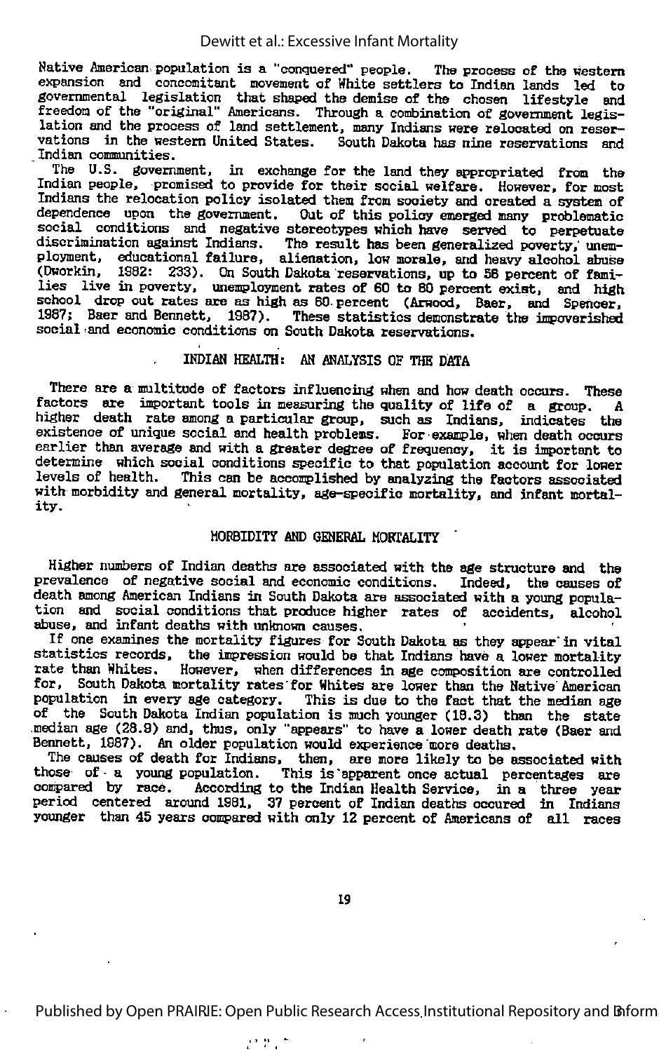Native American population is a "conquered" people. The process of the western expansion and concomitant movement of White settlers to Indian lands led to governmental legislation that shaped the demise of the chosen lifestyle and freedom of the "original" Americans. Through a combination of government legislation and the process of land settlement, many Indians were relocated on reservations in the western United States. South Dakota has nine reservations and Indian communities.

The U.S. government, in exchange for the land they appropriated from the Indian people, promised to provide for their social welfare. However, for most Indians the relocation policy isolated them from society and created a system of dependence upon the government. Out of this policy emerged many problematic social conditions and negative stereotypes which have served to perpetuate discrimination against Indians. The result has been generalized poverty, unemployment, educational failure, alienation, low morale, and heavy alcohol abuse (Dworkin, 1982: 233). On South Dakota reservations, up to 58 percent of families live in poverty, unemployment rates of 60 to 80 percent exist, and high school drop out rates are as high as 60 percent (Arwood, Baer, and Spencer, 1987; Baer and Bennett, 1987). These statistics demonstrate the impoverished social and economic conditions on South Dakota reservations.

## INDIAN HEALTH: AN ANALYSIS OF THE DATA

There are a multitude of factors influencing when and how death occurs. These factors are important tools in measuring the quality of life of a group. A higher death rate among a particular group, such as Indians, indicates the existence of unique social and health problems. For example, when death occurs earlier than average and with a greater degree of frequency, it is important to determine which social conditions specific to that population account for lower levels of health. This can be accomplished by analyzing the factors associated with morbidity and general mortality, age-specific mortality, and infant mortality.

### MORBIDITY AND GENERAL MORTALITY

Higher numbers of Indian deaths are associated with the age structure and the prevalence of negative social and economic conditions. Indeed, the causes of death among American Indians in South Dakota are associated with a young population and social conditions that produce higher rates of accidents, alcohol abuse, and infant deaths with unknown causes.

If one examines the mortality figures for South Dakota as they appear in vital statistics records, the impression would be that Indians have a lower mortality rate than Whites. However, when differences in age composition are controlled for, South Dakota mortality rates for Whites are lower than the Native American population in every age category. This is due to the fact that the median age of the South Dakota Indian population is much younger (18.3) than the state median age (28.9) and, thus, only "appears" to have a lower death rate (Baer and Bennett, 1987). An older population would experience more deaths.

The causes of death for Indians, then, are more likely to be associated with those of a young population. This is apparent once actual percentages are compared by race. According to the Indian Health Service, in a three year period centered around 1981, 37 percent of Indian deaths occured in Indians younger than 45 years compared with only 12 percent of Americans of all races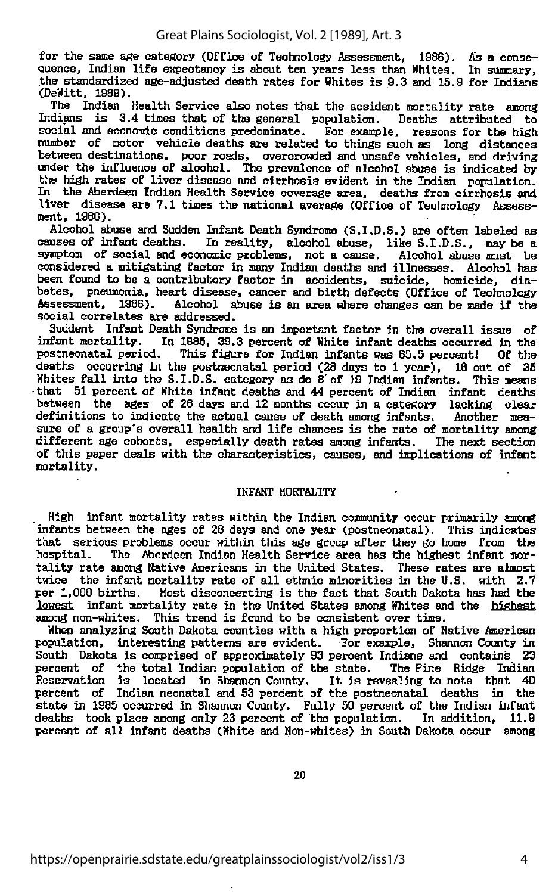for the same age category (Office of Technology Assessment, 1986). As a consequence, Indian life expectancy is about ten years less than Whites. In summary, the standardized age-adjusted death rates for Whites is 9.3 and 15.9 for Indians (DeWitt, 1989).

The Indian Health Service also notes that the accident mortality rate among Indians is 3.4 times that of the general population. Deaths attributed to social and economic conditions predominate. For example, reasons for the high number of motor vehicle deaths are related to things such as long distances between destinations, poor roads, overcrowded and unsafe vehicles, and driving under the influence of alcohol. The prevalence of alcohol abuse is indicated by the high rates of liver disease and cirrhosis evident in the Indian population. In the Aberdeen Indian Health Service coverage area, deaths from cirrhosis and liver disease are 7.1 times the national average (Office of Technology Assessment, 1986).

Alcohol abuse and Sudden Infant Death Syndrome (S.I.D.S.) are often labeled as causes of infant deaths. In reality, alcohol abuse, like S.I.D.S., may be a symptom of social and economic problems, not a cause. Alcohol abuse must be considered a mitigating factor in many Indian deaths and illnesses. Alcohol has been found to be a contributory factor in accidents, suicide, homicide, diabetes, pneumonia, heart disease, cancer and birth defects (Office of Technology Assessment, 1986). Alcohol abuse is an area where changes can be made if the social correlates are addressed.

Suddent Infant Death Syndrome is an important factor in the overall issue of infant mortality. In 1985, 39.3 percent of White infant deaths occurred in the postneonatal period. This figure for Indian infants was 65.5 percent! Of the deaths occurring in the postneonatal period (28 days to 1 year), 18 out of 35 Whites fall into the S.I.D.S. category as do 8 of 19 Indian infants. This means that 51 percent of White infant deaths and 44 percent of Indian infant deaths between the ages of 28 days and 12 months occur in a category lacking clear definitions to indicate the actual cause of death among infants. Another measure of a group's overall health and life chances is the rate of mortality among different age cohorts, especially death rates among infants. The next section of this paper deals with the characteristics, causes, and implications of infant mortality.

## INFANT MORTALITY

High infant mortality rates within the Indian community occur primarily among infants between the ages of 28 days and one year (postneonatal). This indicates that serious problems occur within this age group after they go home from the hospital. The Aberdeen Indian Health Service area has the highest infant mortality rate among Native Americans in the United States. These rates are almost twice the infant mortality rate of all ethnic minorities in the U.S. with 2.7 per 1,000 births. Most disconcerting is the fact that South Dakota has had the <u>lowest</u> infant mortality rate in the United States among Whites and the <u>highest</u> among non-whites. This trend is found to be consistent over time.

When analyzing South Dakota counties with a high proportion of Native American population, interesting patterns are evident. For example, Shannon County in South Dakota is comprised of approximately 93 percent Indians and contains 23 percent of the total Indian population of the state. The Pine Ridge Indian Reservation is located in Shannon County. It is revealing to note that 40 percent of Indian neonatal and 53 percent of the postneonatal deaths in the state in 1985 occurred in Shannon County. Fully 50 percent of the Indian infant deaths took place among only 23 percent of the population. In addition, 11.9 percent of all infant deaths (White and Non-whites) in South Dakota occur among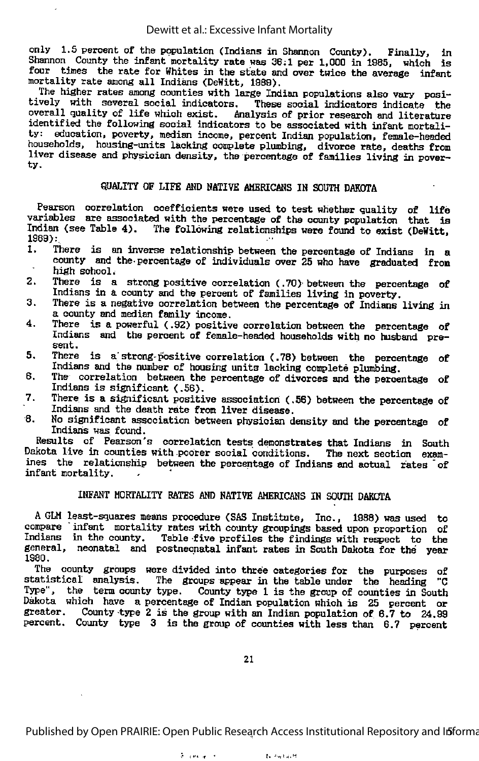only 1.5 percent of the population (Indians in Shannon County). Finally, in Shannon County the infant mortality rate was 36.1 per 1,000 in 1985, which is four times the rate for Whites in the state and over twice the average infant mortality rate among all Indians (DeWitt, 1989).

The higher rates among counties with large Indian populations also vary positively with several social indicators. These social indicators indicate the overall quality of life which exist. Analysis of prior research and literature identified the following social indicators to be associated with infant mortality: education, poverty, median income, percent Indian population, female-headed households, housing-units lacking complete plumbing, divorce rate, deaths from liver disease and physician density, the percentage of families living in poverty.

## QUALITY OF LIFE AND NATIVE AMERICANS IN SOUTH DAKOTA

Pearson correlation coefficients were used to test whether quality of life variables are associated with the percentage of the county population that is Indian (see Table 4). The following relationships were found to exist (DeWitt, 1989):

1. There is an inverse relationship between the percentage of Indians in a county and the percentage of individuals over 25 who have graduated from high school.
2. There is a strong positive correlation (.70) between the percentage of Indians in a county and the percent of families living in poverty.
3. There is a negative correlation between the percentage of Indians living in a county and median family income.
4. There is a powerful (.92) positive correlation between the percentage of Indians and the percent of female-headed households with no husband present.
5. There is a strong positive correlation (.78) between the percentage of Indians and the number of housing units lacking complete plumbing.
6. The correlation between the percentage of divorces and the percentage of Indians is significant (.56).
7. There is a significant positive association (.56) between the percentage of Indians and the death rate from liver disease.
8. No significant association between physician density and the percentage of Indians was found.

Results of Pearson's correlation tests demonstrates that Indians in South Dakota live in counties with poorer social conditions. The next section examines the relationship between the percentage of Indians and actual rates of infant mortality.

## INFANT MORTALITY RATES AND NATIVE AMERICANS IN SOUTH DAKOTA

A GLM least-squares means procedure (SAS Institute, Inc., 1988) was used to compare infant mortality rates with county groupings based upon proportion of Indians in the county. Table five profiles the findings with respect to the general, neonatal and postneonatal infant rates in South Dakota for the year 1980.

The county groups were divided into three categories for the purposes of statistical analysis. The groups appear in the table under the heading "C Type", the term county type. County type 1 is the group of counties in South Dakota which have a percentage of Indian population which is 25 percent or greater. County type 2 is the group with an Indian population of 6.7 to 24.99 percent. County type 3 is the group of counties with less than 6.7 percent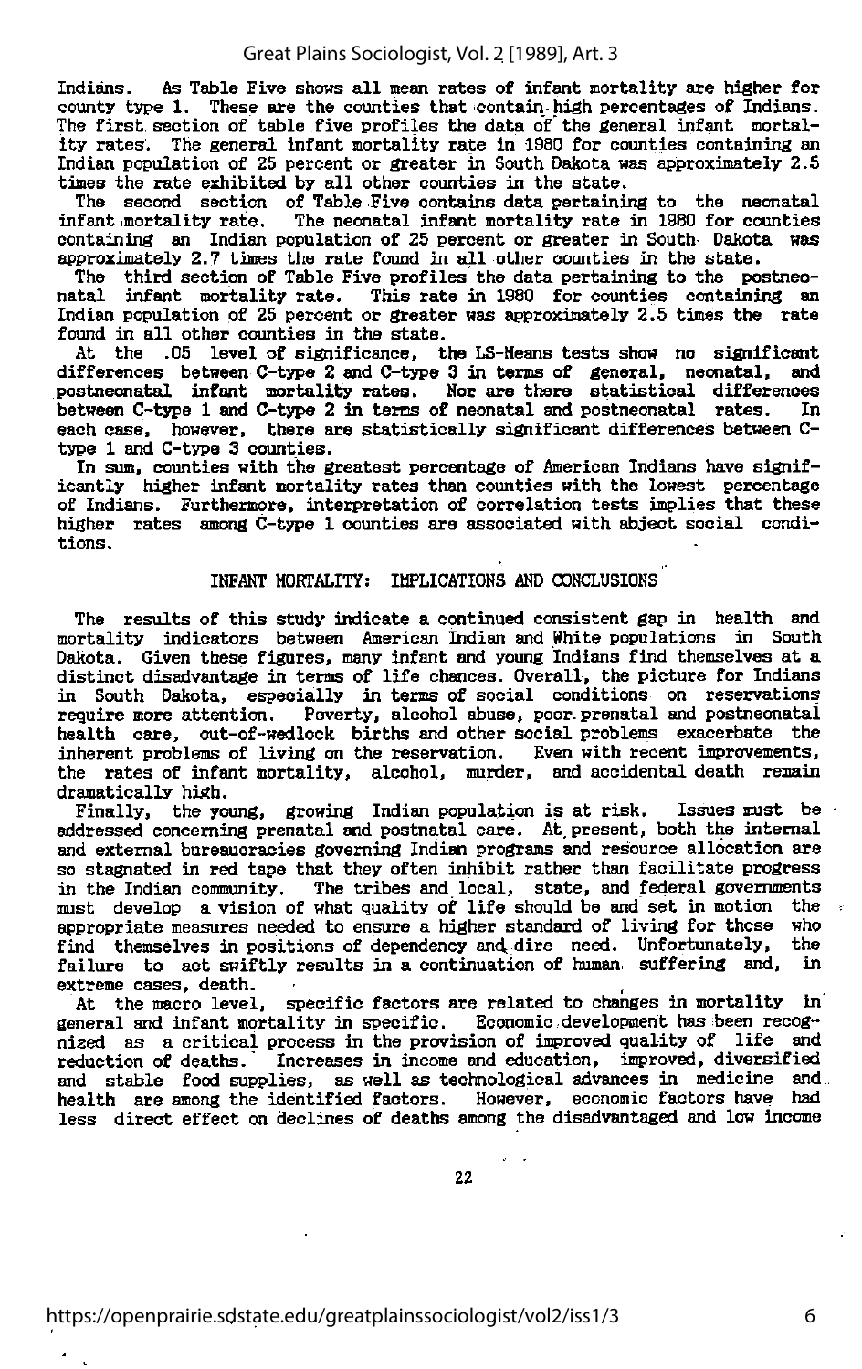Indians. As Table Five shows all mean rates of infant mortality are higher for county type 1. These are the counties that contain high percentages of Indians. The first section of table five profiles the data of the general infant mortality rates. The general infant mortality rate in 1980 for counties containing an Indian population of 25 percent or greater in South Dakota was approximately 2.5 times the rate exhibited by all other counties in the state.

The second section of Table Five contains data pertaining to the neonatal infant mortality rate. The neonatal infant mortality rate in 1980 for counties containing an Indian population of 25 percent or greater in South Dakota was approximately 2.7 times the rate found in all other counties in the state.

The third section of Table Five profiles the data pertaining to the postneonatal infant mortality rate. This rate in 1980 for counties containing an Indian population of 25 percent or greater was approximately 2.5 times the rate found in all other counties in the state.

At the .05 level of significance, the LS-Means tests show no significant differences between C-type 2 and C-type 3 in terms of general, neonatal, and postneonatal infant mortality rates. Nor are there statistical differences between C-type 1 and C-type 2 in terms of neonatal and postneonatal rates. In each case, however, there are statistically significant differences between C-type 1 and C-type 3 counties.

In sum, counties with the greatest percentage of American Indians have significantly higher infant mortality rates than counties with the lowest percentage of Indians. Furthermore, interpretation of correlation tests implies that these higher rates among C-type 1 counties are associated with abject social conditions.

## INFANT MORTALITY: IMPLICATIONS AND CONCLUSIONS

The results of this study indicate a continued consistent gap in health and mortality indicators between American Indian and White populations in South Dakota. Given these figures, many infant and young Indians find themselves at a distinct disadvantage in terms of life chances. Overall, the picture for Indians in South Dakota, especially in terms of social conditions on reservations require more attention. Poverty, alcohol abuse, poor prenatal and postneonatal health care, out-of-wedlock births and other social problems exacerbate the inherent problems of living on the reservation. Even with recent improvements, the rates of infant mortality, alcohol, murder, and accidental death remain dramatically high.

Finally, the young, growing Indian population is at risk. Issues must be addressed concerning prenatal and postnatal care. At present, both the internal and external bureaucracies governing Indian programs and resource allocation are so stagnated in red tape that they often inhibit rather than facilitate progress in the Indian community. The tribes and local, state, and federal governments must develop a vision of what quality of life should be and set in motion the appropriate measures needed to ensure a higher standard of living for those who find themselves in positions of dependency and dire need. Unfortunately, the failure to act swiftly results in a continuation of human suffering and, in extreme cases, death.

At the macro level, specific factors are related to changes in mortality in general and infant mortality in specific. Economic development has been recognized as a critical process in the provision of improved quality of life and reduction of deaths. Increases in income and education, improved, diversified and stable food supplies, as well as technological advances in medicine and health are among the identified factors. However, economic factors have had less direct effect on declines of deaths among the disadvantaged and low income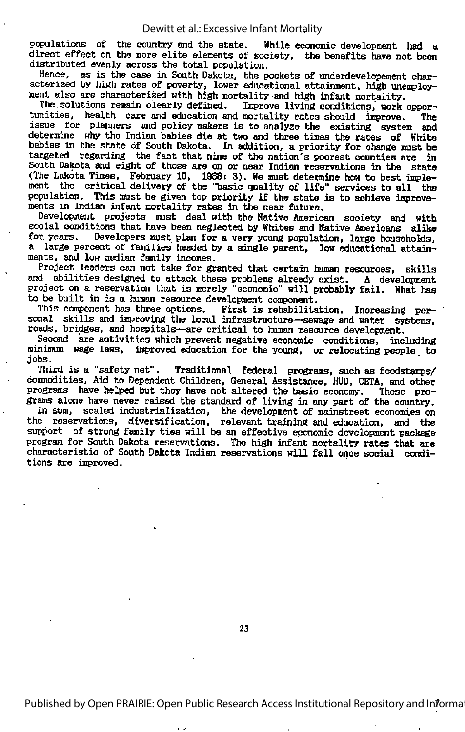populations of the country and the state. While economic development had a direct effect on the more elite elements of society, the benefits have not been distributed evenly across the total population.

Hence, as is the case in South Dakota, the pockets of underdevelopement characterized by high rates of poverty, lower educational attainment, high unemployment also are characterized with high mortality and high infant mortality.

The solutions remain clearly defined. Improve living conditions, work opportunities, health care and education and mortality rates should improve. The issue for planners and policy makers is to analyze the existing system and determine why the Indian babies die at two and three times the rates of White babies in the state of South Dakota. In addition, a priority for change must be targeted regarding the fact that nine of the nation's poorest counties are in South Dakota and eight of those are on or near Indian reservations in the state (The Lakota Times, February 10, 1988: 3). We must determine how to best implement the critical delivery of the "basic quality of life" services to all the population. This must be given top priority if the state is to achieve improvements in Indian infant mortality rates in the near future.

Development projects must deal with the Native American society and with social conditions that have been neglected by Whites and Native Americans alike for years. Developers must plan for a very young population, large households, a large percent of families headed by a single parent, low educational attainments, and low median family incomes.

Project leaders can not take for granted that certain human resources, skills and abilities designed to attack these problems already exist. A development project on a reservation that is merely "economic" will probably fail. What has to be built in is a human resource development component.

This component has three options. First is rehabilitation. Increasing personal skills and improving the local infrastructure--sewage and water systems, roads, bridges, and hospitals--are critical to human resource development.

Second are activities which prevent negative economic conditions, including minimum wage laws, improved education for the young, or relocating people to jobs.

Third is a "safety net". Traditional federal programs, such as foodstamps/commodities, Aid to Dependent Children, General Assistance, HUD, CETA, and other programs have helped but they have not altered the basic economy. These programs alone have never raised the standard of living in any part of the country.

In sum, scaled industrialization, the development of mainstreet economies on the reservations, diversification, relevant training and education, and the support of strong family ties will be an effective economic development package program for South Dakota reservations. The high infant mortality rates that are characteristic of South Dakota Indian reservations will fall once social conditions are improved.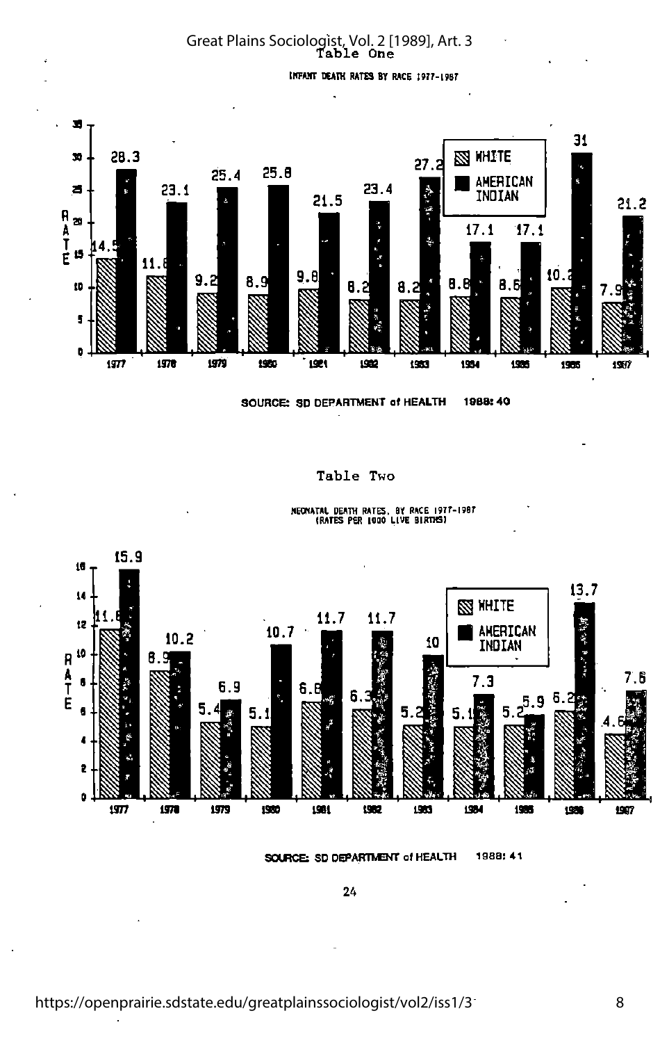Table One

INFANT DEATH RATES BY RACE 1977-1987

| Year | White | American Indian |
|---|---|---|
| 1977 | 14.5 | 28.3 |
| 1978 | 11.8 | 23.1 |
| 1979 | 9.2 | 25.4 |
| 1980 | 8.9 | 25.8 |
| 1981 | 9.8 | 21.5 |
| 1982 | 8.2 | 23.4 |
| 1983 | 8.2 | 27.2 |
| 1984 | 8.8 | 17.1 |
| 1985 | 8.6 | 17.1 |
| 1986 | 10.2 | 31 |
| 1987 | 7.9 | 21.2 |

SOURCE: SD DEPARTMENT of HEALTH 1988: 40

Table Two

NEONATAL DEATH RATES, BY RACE 1977-1987
(RATES PER 1000 LIVE BIRTHS)

| Year | White | American Indian |
|---|---|---|
| 1977 | 11.8 | 15.9 |
| 1978 | 8.9 | 10.2 |
| 1979 | 5.4 | 6.9 |
| 1980 | 5.1 | 10.7 |
| 1981 | 6.8 | 11.7 |
| 1982 | 6.3 | 11.7 |
| 1983 | 5.2 | 10 |
| 1984 | 5.1 | 7.3 |
| 1985 | 5.2 | 5.9 |
| 1986 | 6.2 | 13.7 |
| 1987 | 4.6 | 7.6 |

SOURCE: SD DEPARTMENT of HEALTH 1988: 41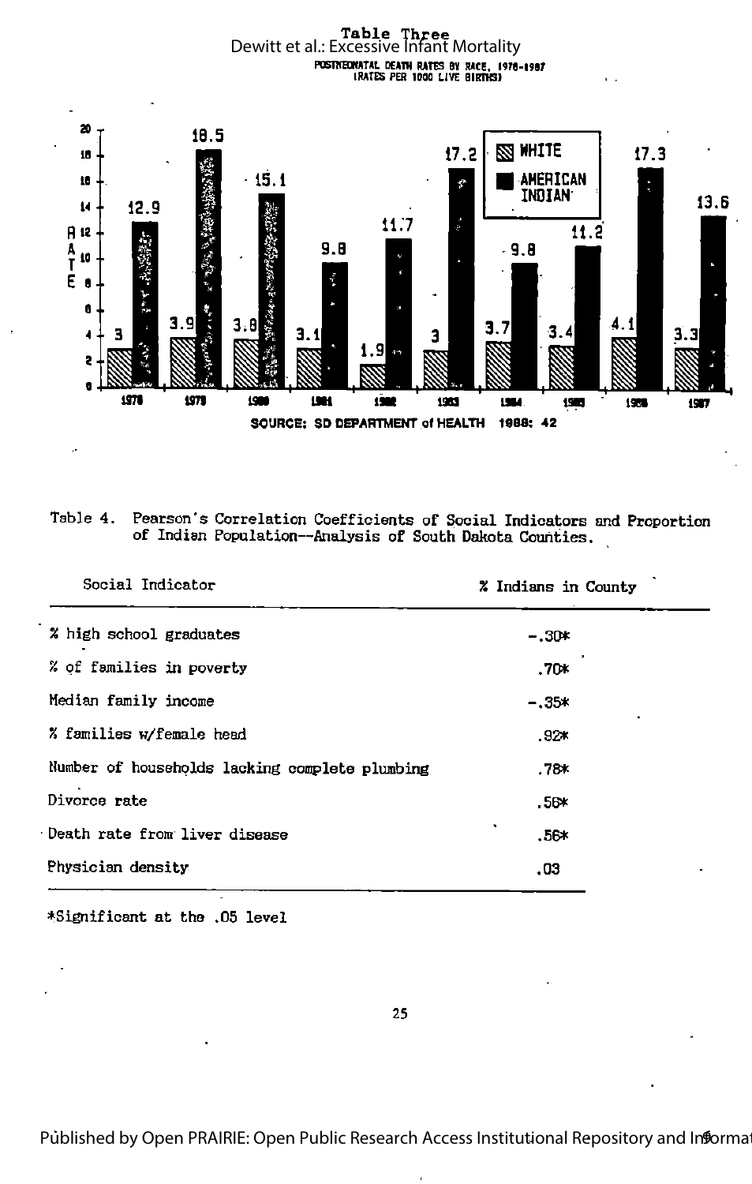**Table Three**

POSTNEONATAL DEATH RATES BY RACE, 1978-1987
(RATES PER 1000 LIVE BIRTHS)

| Year | White | American Indian |
|---|---|---|
| 1978 | 3 | 12.9 |
| 1979 | 3.9 | 18.5 |
| 1980 | 3.8 | 15.1 |
| 1981 | 3.1 | 9.8 |
| 1982 | 1.9 | 11.7 |
| 1983 | 3 | 17.2 |
| 1984 | 3.7 | 9.8 |
| 1985 | 3.4 | 11.2 |
| 1986 | 4.1 | 17.3 |
| 1987 | 3.3 | 13.6 |

SOURCE: SD DEPARTMENT of HEALTH 1988: 42

Table 4. Pearson's Correlation Coefficients of Social Indicators and Proportion of Indian Population--Analysis of South Dakota Counties.

| Social Indicator | % Indians in County |
|---|---|
| % high school graduates | -.30* |
| % of families in poverty | .70* |
| Median family income | -.35* |
| % families w/female head | .92* |
| Number of households lacking complete plumbing | .78* |
| Divorce rate | .56* |
| Death rate from liver disease | .56* |
| Physician density | .03 |

*Significant at the .05 level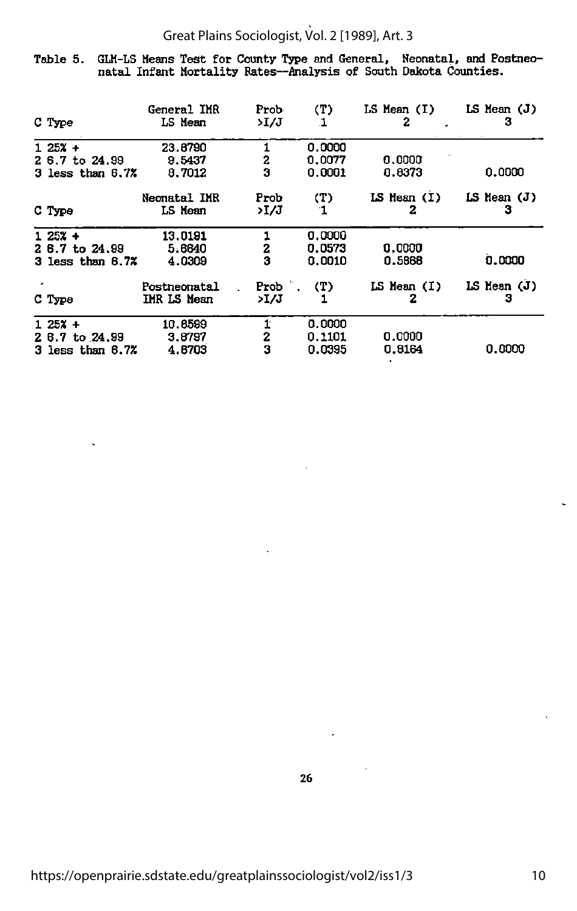Table 5. GLM-LS Means Test for County Type and General, Neonatal, and Postneonatal Infant Mortality Rates--Analysis of South Dakota Counties.

| C Type | General IMR LS Mean | Prob >I/J | (T) 1 | LS Mean (I) 2 | LS Mean (J) 3 |
|---|---|---|---|---|---|
| 1 25% + | 23.8790 | 1 | 0.0000 | | |
| 2 6.7 to 24.99 | 9.5437 | 2 | 0.0077 | 0.0000 | |
| 3 less than 6.7% | 8.7012 | 3 | 0.0001 | 0.8373 | 0.0000 |

| C Type | Neonatal IMR LS Mean | Prob >I/J | (T) 1 | LS Mean (I) 2 | LS Mean (J) 3 |
|---|---|---|---|---|---|
| 1 25% + | 13.0191 | 1 | 0.0000 | | |
| 2 6.7 to 24.99 | 5.6640 | 2 | 0.0573 | 0.0000 | |
| 3 less than 6.7% | 4.0309 | 3 | 0.0010 | 0.5868 | 0.0000 |

| C Type | Postneonatal IMR LS Mean | Prob >I/J | (T) 1 | LS Mean (I) 2 | LS Mean (J) 3 |
|---|---|---|---|---|---|
| 1 25% + | 10.8599 | 1 | 0.0000 | | |
| 2 6.7 to 24.99 | 3.8797 | 2 | 0.1101 | 0.0000 | |
| 3 less than 6.7% | 4.6703 | 3 | 0.0395 | 0.8164 | 0.0000 |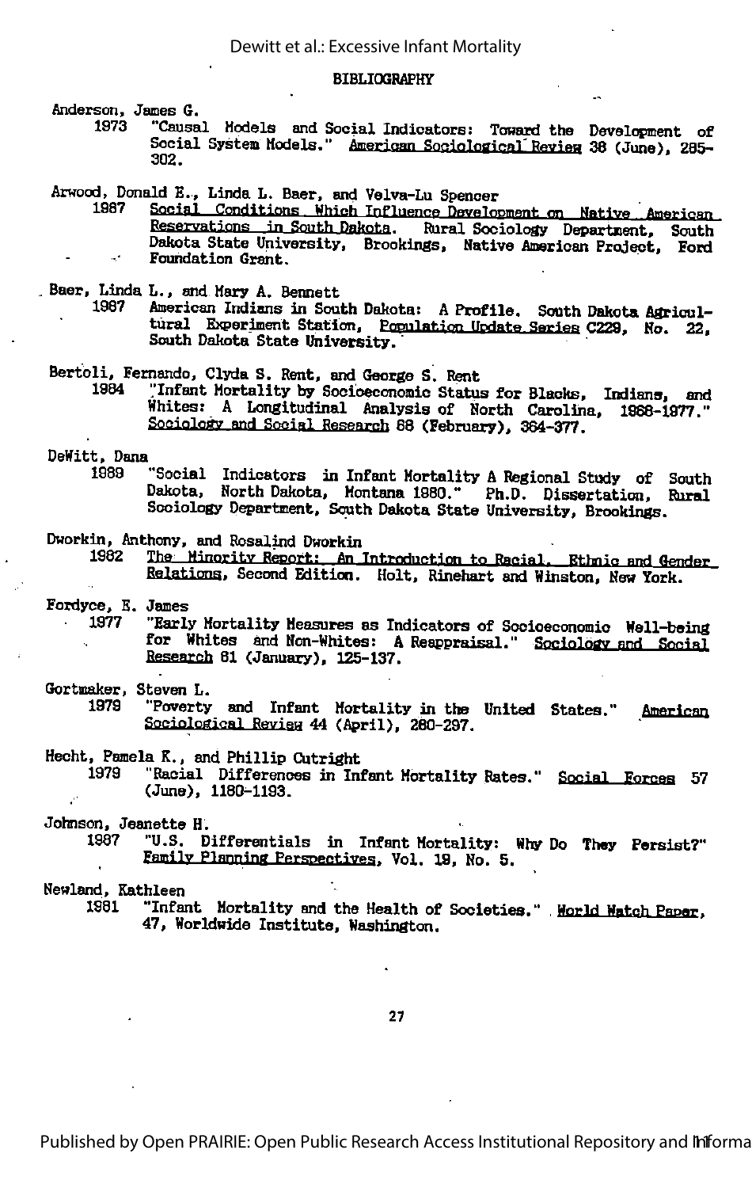## BIBLIOGRAPHY

Anderson, James G.
1973 "Causal Models and Social Indicators: Toward the Development of Social System Models." American Sociological Review 38 (June), 285-302.

Arwood, Donald E., Linda L. Baer, and Velva-Lu Spencer
1987 Social Conditions Which Influence Development on Native American Reservations in South Dakota. Rural Sociology Department, South Dakota State University, Brookings, Native American Project, Ford Foundation Grant.

Baer, Linda L., and Mary A. Bennett
1987 American Indians in South Dakota: A Profile. South Dakota Agricultural Experiment Station, Population Update Series C229, No. 22, South Dakota State University.

Bertoli, Fernando, Clyda S. Rent, and George S. Rent
1984 "Infant Mortality by Socioeconomic Status for Blacks, Indians, and Whites: A Longitudinal Analysis of North Carolina, 1968-1977." Sociology and Social Research 68 (February), 364-377.

DeWitt, Dana
1989 "Social Indicators in Infant Mortality A Regional Study of South Dakota, North Dakota, Montana 1980." Ph.D. Dissertation, Rural Sociology Department, South Dakota State University, Brookings.

Dworkin, Anthony, and Rosalind Dworkin
1982 The Minority Report: An Introduction to Racial, Ethnic and Gender Relations, Second Edition. Holt, Rinehart and Winston, New York.

Fordyce, E. James
1977 "Early Mortality Measures as Indicators of Socioeconomic Well-being for Whites and Non-Whites: A Reappraisal." Sociology and Social Research 61 (January), 125-137.

Gortmaker, Steven L.
1979 "Poverty and Infant Mortality in the United States." American Sociological Review 44 (April), 280-297.

Hecht, Pamela K., and Phillip Cutright
1979 "Racial Differences in Infant Mortality Rates." Social Forces 57 (June), 1180-1193.

Johnson, Jeanette H.
1987 "U.S. Differentials in Infant Mortality: Why Do They Persist?" Family Planning Perspectives, Vol. 19, No. 5.

Newland, Kathleen
1981 "Infant Mortality and the Health of Societies." World Watch Paper, 47, Worldwide Institute, Washington.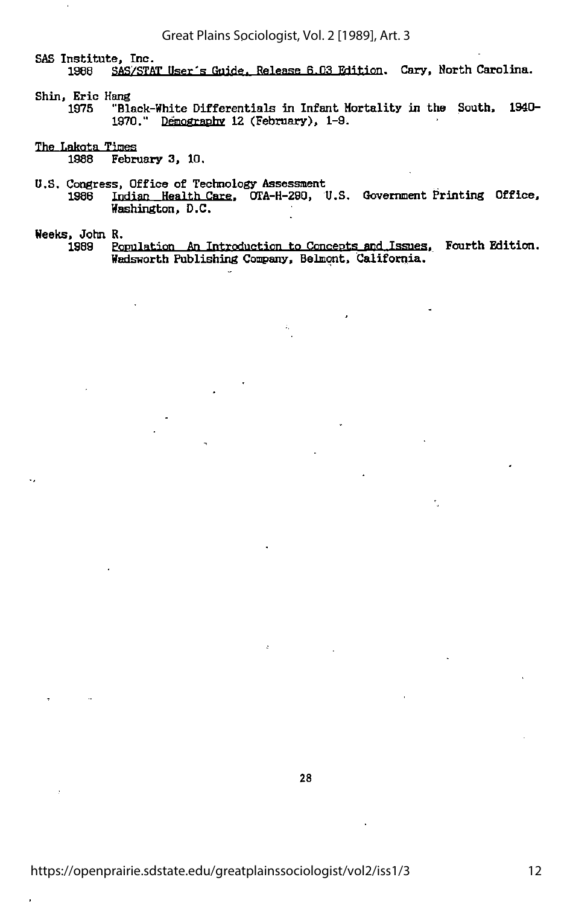SAS Institute, Inc.
 1988 SAS/STAT User's Guide, Release 6.03 Edition. Cary, North Carolina.

Shin, Eric Hang
 1975 "Black-White Differentials in Infant Mortality in the South, 1940-1970." Demography 12 (February), 1-9.

The Lakota Times
 1988 February 3, 10.

U.S. Congress, Office of Technology Assessment
 1986 Indian Health Care, OTA-H-290, U.S. Government Printing Office, Washington, D.C.

Weeks, John R.
 1989 Population An Introduction to Concepts and Issues, Fourth Edition. Wadsworth Publishing Company, Belmont, California.